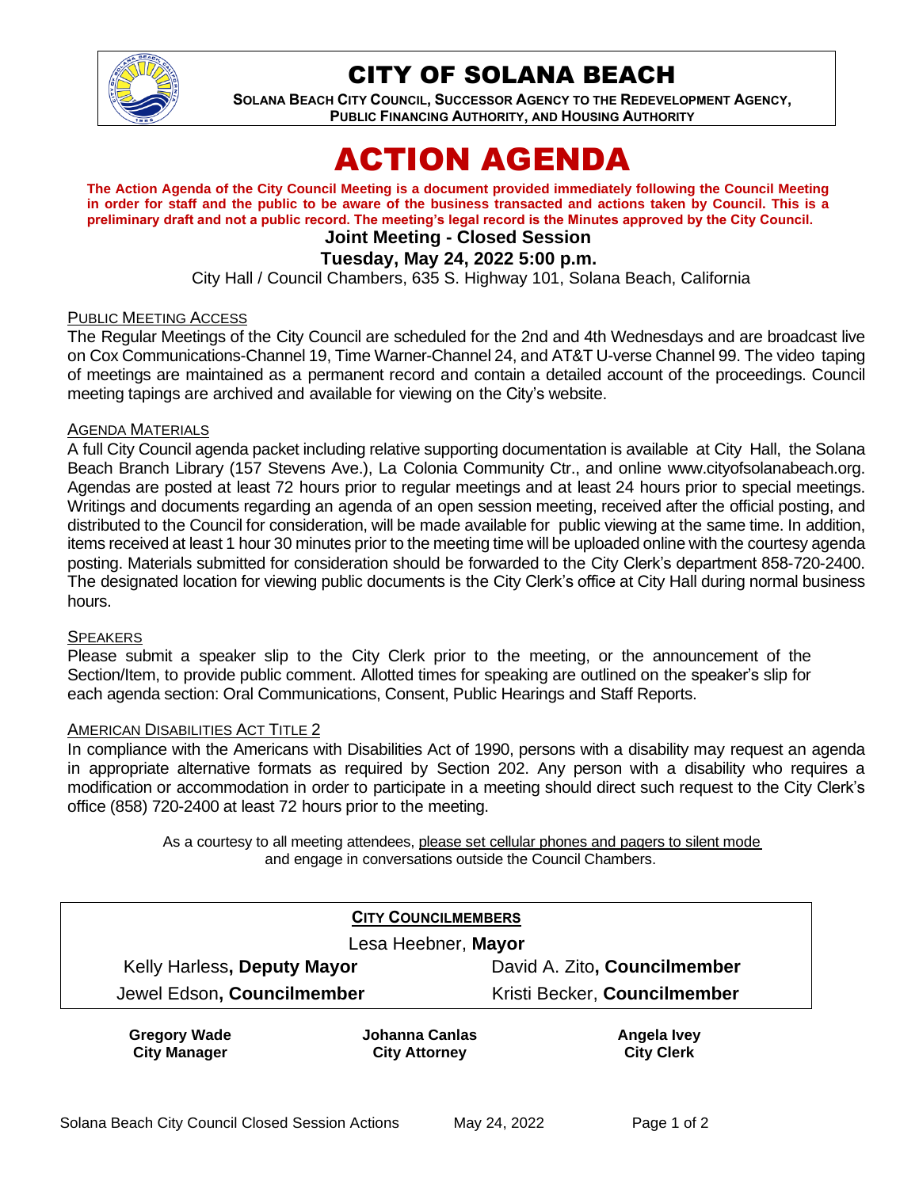# CITY OF SOLANA BEACH

**SOLANA BEACH CITY COUNCIL, SUCCESSOR AGENCY TO THE REDEVELOPMENT AGENCY, PUBLIC FINANCING AUTHORITY, AND HOUSING AUTHORITY**

# ACTION AGENDA

**The Action Agenda of the City Council Meeting is a document provided immediately following the Council Meeting in order for staff and the public to be aware of the business transacted and actions taken by Council. This is a preliminary draft and not a public record. The meeting's legal record is the Minutes approved by the City Council.**

**Joint Meeting - Closed Session**

**Tuesday, May 24, 2022 5:00 p.m.**

City Hall / Council Chambers, 635 S. Highway 101, Solana Beach, California

PUBLIC MEETING ACCESS

The Regular Meetings of the City Council are scheduled for the 2nd and 4th Wednesdays and are broadcast live on Cox Communications-Channel 19, Time Warner-Channel 24, and AT&T U-verse Channel 99. The video taping of meetings are maintained as a permanent record and contain a detailed account of the proceedings. Council meeting tapings are archived and available for viewing on the City's website.

AGENDA MATERIALS

A full City Council agenda packet including relative supporting documentation is available at City Hall, the Solana Beach Branch Library (157 Stevens Ave.), La Colonia Community Ctr., and online www.cityofsolanabeach.org. Agendas are posted at least 72 hours prior to regular meetings and at least 24 hours prior to special meetings. Writings and documents regarding an agenda of an open session meeting, received after the official posting, and distributed to the Council for consideration, will be made available for public viewing at the same time. In addition, items received at least 1 hour 30 minutes prior to the meeting time will be uploaded online with the courtesy agenda posting. Materials submitted for consideration should be forwarded to the City Clerk's department 858-720-2400. The designated location for viewing public documents is the City Clerk's office at City Hall during normal business hours.

SPEAKERS

Please submit a speaker slip to the City Clerk prior to the meeting, or the announcement of the Section/Item, to provide public comment. Allotted times for speaking are outlined on the speaker's slip for each agenda section: Oral Communications, Consent, Public Hearings and Staff Reports.

AMERICAN DISABILITIES ACT TITLE 2

In compliance with the Americans with Disabilities Act of 1990, persons with a disability may request an agenda in appropriate alternative formats as required by Section 202. Any person with a disability who requires a modification or accommodation in order to participate in a meeting should direct such request to the City Clerk's office (858) 720-2400 at least 72 hours prior to the meeting.

As a courtesy to all meeting attendees, please set cellular phones and pagers to silent mode and engage in conversations outside the Council Chambers.

**CITY COUNCILMEMBERS**

Lesa Heebner, **Mayor**

| | |
|---|---|
| Kelly Harless, **Deputy Mayor** | David A. Zito, **Councilmember** |
| Jewel Edson, **Councilmember** | Kristi Becker, **Councilmember** |

| | | |
|---|---|---|
| **Gregory Wade** | **Johanna Canlas** | **Angela Ivey** |
| **City Manager** | **City Attorney** | **City Clerk** |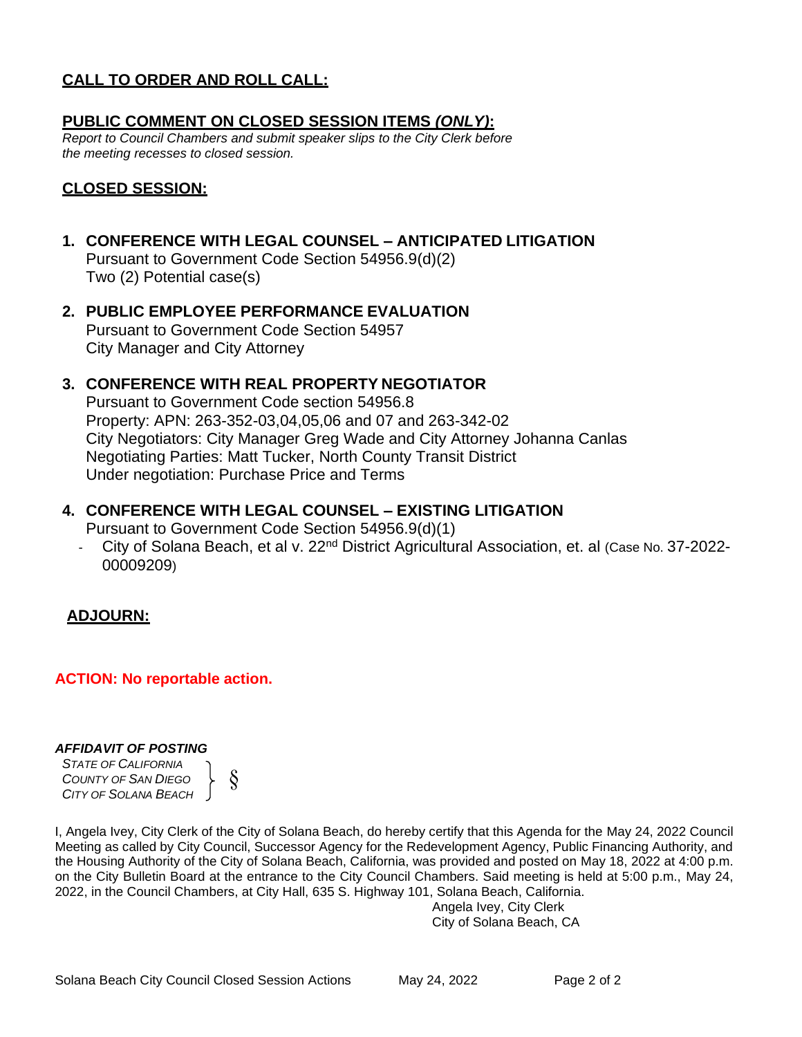## CALL TO ORDER AND ROLL CALL:

## PUBLIC COMMENT ON CLOSED SESSION ITEMS *(ONLY)*:

*Report to Council Chambers and submit speaker slips to the City Clerk before the meeting recesses to closed session.*

## CLOSED SESSION:

**1. CONFERENCE WITH LEGAL COUNSEL – ANTICIPATED LITIGATION**
Pursuant to Government Code Section 54956.9(d)(2)
Two (2) Potential case(s)

**2. PUBLIC EMPLOYEE PERFORMANCE EVALUATION**
Pursuant to Government Code Section 54957
City Manager and City Attorney

**3. CONFERENCE WITH REAL PROPERTY NEGOTIATOR**
Pursuant to Government Code section 54956.8
Property: APN: 263-352-03,04,05,06 and 07 and 263-342-02
City Negotiators: City Manager Greg Wade and City Attorney Johanna Canlas
Negotiating Parties: Matt Tucker, North County Transit District
Under negotiation: Purchase Price and Terms

**4. CONFERENCE WITH LEGAL COUNSEL – EXISTING LITIGATION**
Pursuant to Government Code Section 54956.9(d)(1)

- City of Solana Beach, et al v. 22nd District Agricultural Association, et. al (Case No. 37-2022-00009209)

## ADJOURN:

**ACTION: No reportable action.**

***AFFIDAVIT OF POSTING***

*STATE OF CALIFORNIA*
*COUNTY OF SAN DIEGO* } §
*CITY OF SOLANA BEACH*

I, Angela Ivey, City Clerk of the City of Solana Beach, do hereby certify that this Agenda for the May 24, 2022 Council Meeting as called by City Council, Successor Agency for the Redevelopment Agency, Public Financing Authority, and the Housing Authority of the City of Solana Beach, California, was provided and posted on May 18, 2022 at 4:00 p.m. on the City Bulletin Board at the entrance to the City Council Chambers. Said meeting is held at 5:00 p.m., May 24, 2022, in the Council Chambers, at City Hall, 635 S. Highway 101, Solana Beach, California.

Angela Ivey, City Clerk
City of Solana Beach, CA